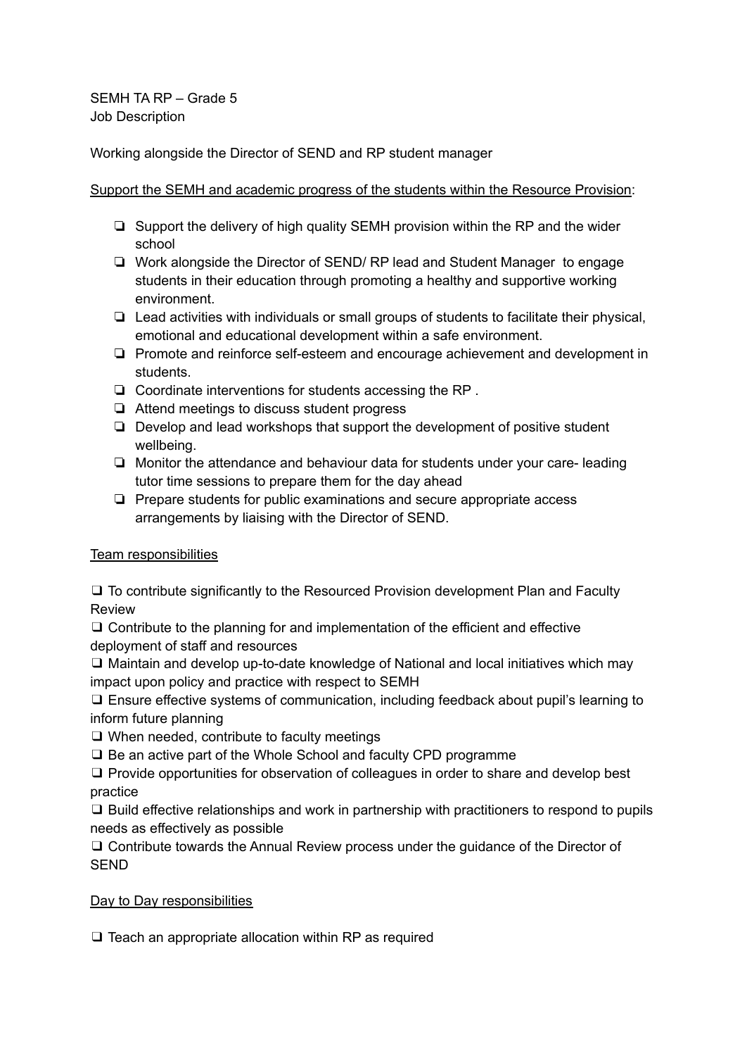SEMH TA RP – Grade 5
Job Description

Working alongside the Director of SEND and RP student manager

<u>Support the SEMH and academic progress of the students within the Resource Provision</u>:

- ❏ Support the delivery of high quality SEMH provision within the RP and the wider school
- ❏ Work alongside the Director of SEND/ RP lead and Student Manager to engage students in their education through promoting a healthy and supportive working environment.
- ❏ Lead activities with individuals or small groups of students to facilitate their physical, emotional and educational development within a safe environment.
- ❏ Promote and reinforce self-esteem and encourage achievement and development in students.
- ❏ Coordinate interventions for students accessing the RP .
- ❏ Attend meetings to discuss student progress
- ❏ Develop and lead workshops that support the development of positive student wellbeing.
- ❏ Monitor the attendance and behaviour data for students under your care- leading tutor time sessions to prepare them for the day ahead
- ❏ Prepare students for public examinations and secure appropriate access arrangements by liaising with the Director of SEND.

<u>Team responsibilities</u>

❑ To contribute significantly to the Resourced Provision development Plan and Faculty Review

❑ Contribute to the planning for and implementation of the efficient and effective deployment of staff and resources

❑ Maintain and develop up-to-date knowledge of National and local initiatives which may impact upon policy and practice with respect to SEMH

❑ Ensure effective systems of communication, including feedback about pupil's learning to inform future planning

❑ When needed, contribute to faculty meetings

❑ Be an active part of the Whole School and faculty CPD programme

❑ Provide opportunities for observation of colleagues in order to share and develop best practice

❑ Build effective relationships and work in partnership with practitioners to respond to pupils needs as effectively as possible

❑ Contribute towards the Annual Review process under the guidance of the Director of SEND

<u>Day to Day responsibilities</u>

❑ Teach an appropriate allocation within RP as required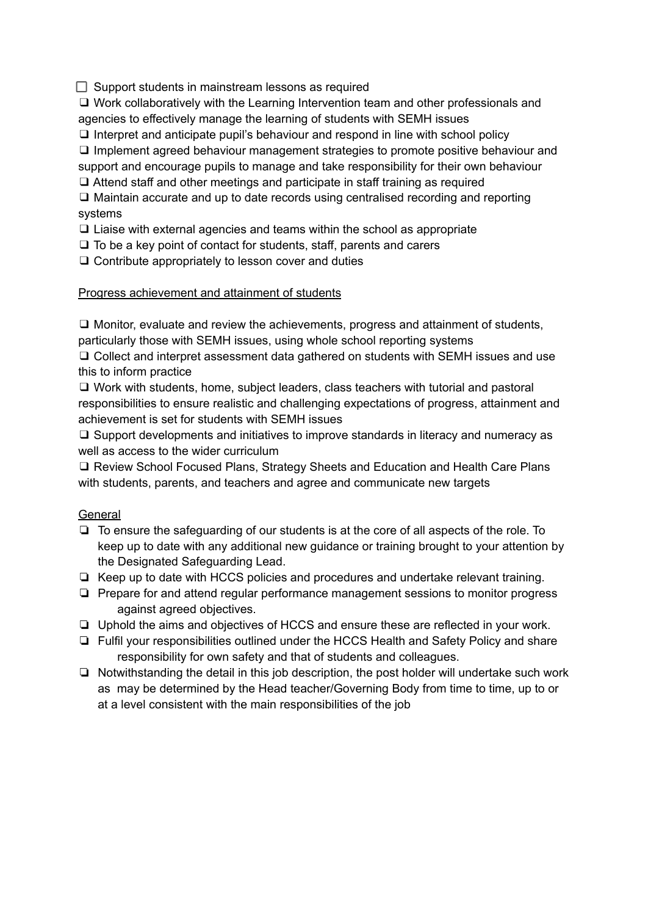- Support students in mainstream lessons as required
- Work collaboratively with the Learning Intervention team and other professionals and agencies to effectively manage the learning of students with SEMH issues
- Interpret and anticipate pupil's behaviour and respond in line with school policy
- Implement agreed behaviour management strategies to promote positive behaviour and support and encourage pupils to manage and take responsibility for their own behaviour
- Attend staff and other meetings and participate in staff training as required
- Maintain accurate and up to date records using centralised recording and reporting systems
- Liaise with external agencies and teams within the school as appropriate
- To be a key point of contact for students, staff, parents and carers
- Contribute appropriately to lesson cover and duties

<u>Progress achievement and attainment of students</u>

- Monitor, evaluate and review the achievements, progress and attainment of students, particularly those with SEMH issues, using whole school reporting systems
- Collect and interpret assessment data gathered on students with SEMH issues and use this to inform practice
- Work with students, home, subject leaders, class teachers with tutorial and pastoral responsibilities to ensure realistic and challenging expectations of progress, attainment and achievement is set for students with SEMH issues
- Support developments and initiatives to improve standards in literacy and numeracy as well as access to the wider curriculum
- Review School Focused Plans, Strategy Sheets and Education and Health Care Plans with students, parents, and teachers and agree and communicate new targets

<u>General</u>

- To ensure the safeguarding of our students is at the core of all aspects of the role. To keep up to date with any additional new guidance or training brought to your attention by the Designated Safeguarding Lead.
- Keep up to date with HCCS policies and procedures and undertake relevant training.
- Prepare for and attend regular performance management sessions to monitor progress against agreed objectives.
- Uphold the aims and objectives of HCCS and ensure these are reflected in your work.
- Fulfil your responsibilities outlined under the HCCS Health and Safety Policy and share responsibility for own safety and that of students and colleagues.
- Notwithstanding the detail in this job description, the post holder will undertake such work as may be determined by the Head teacher/Governing Body from time to time, up to or at a level consistent with the main responsibilities of the job